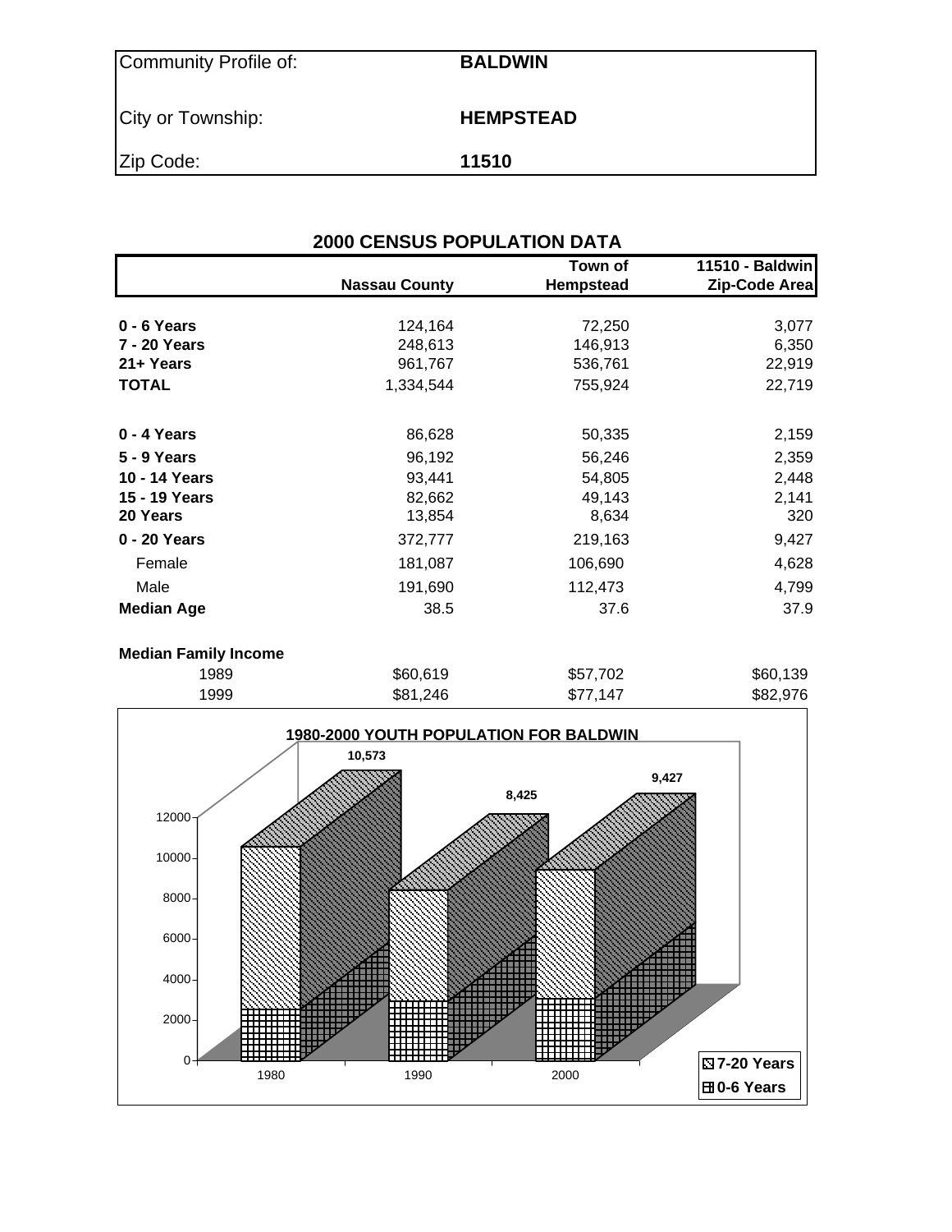| Community Profile of: | BALDWIN |
| --- | --- |
| City or Township: | HEMPSTEAD |
| Zip Code: | 11510 |

## 2000 CENSUS POPULATION DATA

| | Nassau County | Town of Hempstead | 11510 - Baldwin Zip-Code Area |
| --- | --- | --- | --- |
| **0 - 6 Years** | 124,164 | 72,250 | 3,077 |
| **7 - 20 Years** | 248,613 | 146,913 | 6,350 |
| **21+ Years** | 961,767 | 536,761 | 22,919 |
| **TOTAL** | 1,334,544 | 755,924 | 22,719 |
| | | | |
| **0 - 4 Years** | 86,628 | 50,335 | 2,159 |
| **5 - 9 Years** | 96,192 | 56,246 | 2,359 |
| **10 - 14 Years** | 93,441 | 54,805 | 2,448 |
| **15 - 19 Years** | 82,662 | 49,143 | 2,141 |
| **20 Years** | 13,854 | 8,634 | 320 |
| **0 - 20 Years** | 372,777 | 219,163 | 9,427 |
| Female | 181,087 | 106,690 | 4,628 |
| Male | 191,690 | 112,473 | 4,799 |
| **Median Age** | 38.5 | 37.6 | 37.9 |
| | | | |
| **Median Family Income** | | | |
| 1989 | $60,619 | $57,702 | $60,139 |
| 1999 | $81,246 | $77,147 | $82,976 |

**1980-2000 YOUTH POPULATION FOR BALDWIN**

| Year | Total (0-20 Years) |
| --- | --- |
| 1980 | 10,573 |
| 1990 | 8,425 |
| 2000 | 9,427 |

Legend: 7-20 Years; 0-6 Years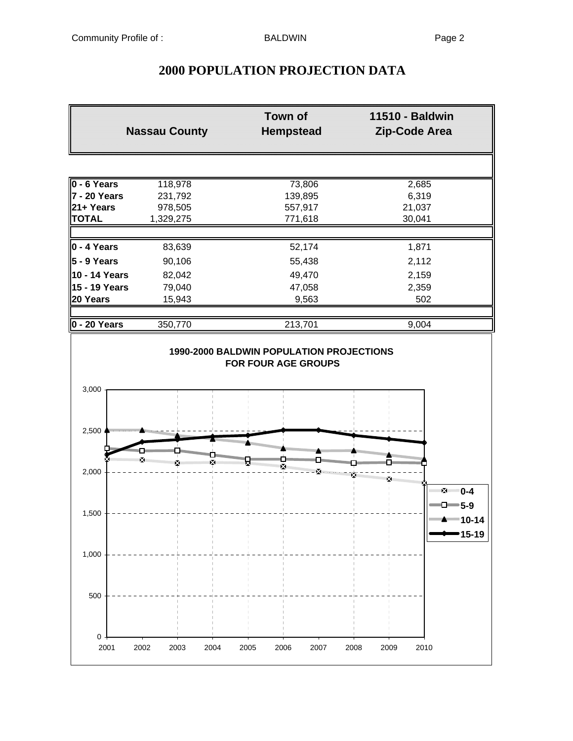# 2000 POPULATION PROJECTION DATA

| | Nassau County | Town of Hempstead | 11510 - Baldwin Zip-Code Area |
|---|---|---|---|
| **0 - 6 Years** | 118,978 | 73,806 | 2,685 |
| **7 - 20 Years** | 231,792 | 139,895 | 6,319 |
| **21+ Years** | 978,505 | 557,917 | 21,037 |
| **TOTAL** | 1,329,275 | 771,618 | 30,041 |
| | | | |
| **0 - 4 Years** | 83,639 | 52,174 | 1,871 |
| **5 - 9 Years** | 90,106 | 55,438 | 2,112 |
| **10 - 14 Years** | 82,042 | 49,470 | 2,159 |
| **15 - 19 Years** | 79,040 | 47,058 | 2,359 |
| **20 Years** | 15,943 | 9,563 | 502 |
| | | | |
| **0 - 20 Years** | 350,770 | 213,701 | 9,004 |

**1990-2000 BALDWIN POPULATION PROJECTIONS FOR FOUR AGE GROUPS**

Legend: 0-4, 5-9, 10-14, 15-19

X-axis: 2001, 2002, 2003, 2004, 2005, 2006, 2007, 2008, 2009, 2010

Y-axis: 0, 500, 1,000, 1,500, 2,000, 2,500, 3,000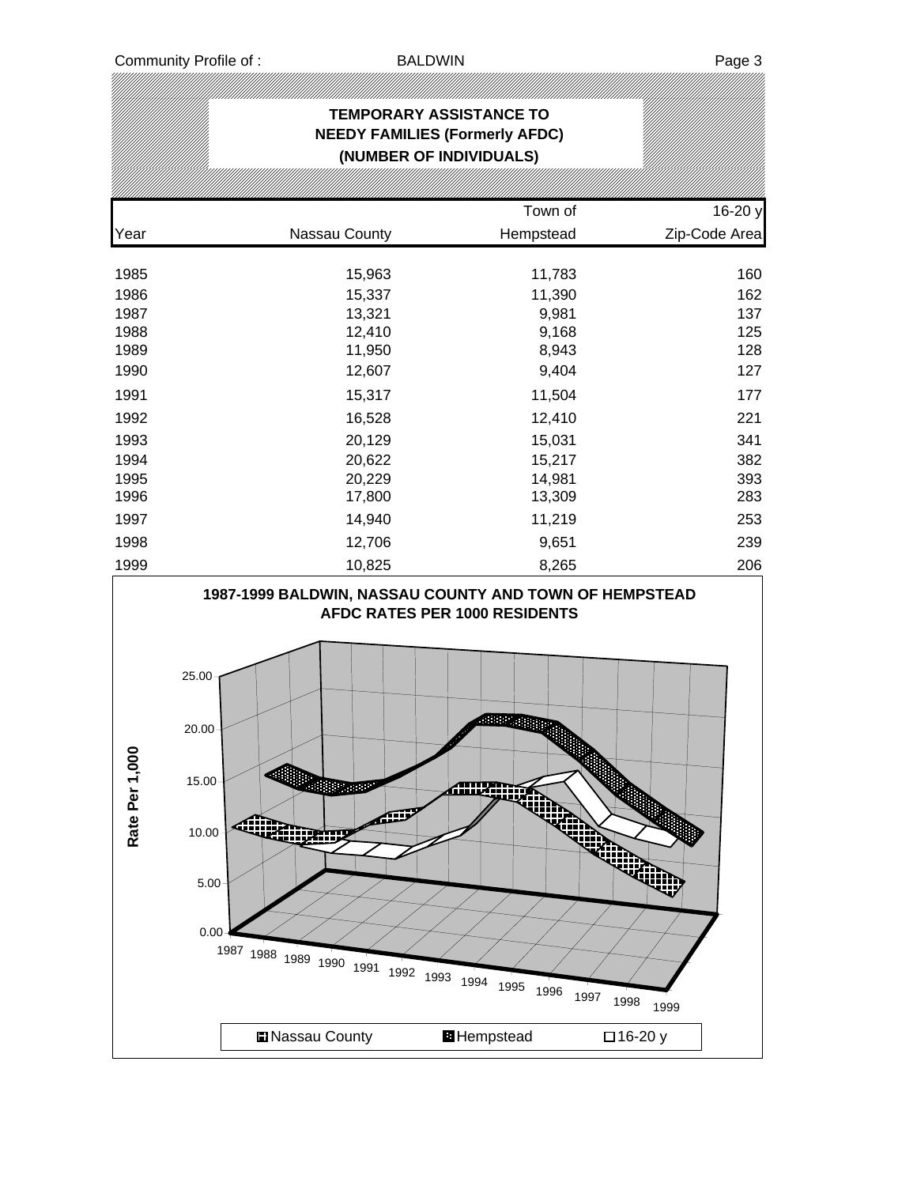## TEMPORARY ASSISTANCE TO NEEDY FAMILIES (Formerly AFDC) (NUMBER OF INDIVIDUALS)

| Year | Nassau County | Town of Hempstead | 16-20 y Zip-Code Area |
|---|---|---|---|
| 1985 | 15,963 | 11,783 | 160 |
| 1986 | 15,337 | 11,390 | 162 |
| 1987 | 13,321 | 9,981 | 137 |
| 1988 | 12,410 | 9,168 | 125 |
| 1989 | 11,950 | 8,943 | 128 |
| 1990 | 12,607 | 9,404 | 127 |
| 1991 | 15,317 | 11,504 | 177 |
| 1992 | 16,528 | 12,410 | 221 |
| 1993 | 20,129 | 15,031 | 341 |
| 1994 | 20,622 | 15,217 | 382 |
| 1995 | 20,229 | 14,981 | 393 |
| 1996 | 17,800 | 13,309 | 283 |
| 1997 | 14,940 | 11,219 | 253 |
| 1998 | 12,706 | 9,651 | 239 |
| 1999 | 10,825 | 8,265 | 206 |

**1987-1999 BALDWIN, NASSAU COUNTY AND TOWN OF HEMPSTEAD AFDC RATES PER 1000 RESIDENTS**

Rate Per 1,000 (0.00 – 25.00), 1987–1999

Legend: Nassau County, Hempstead, 16-20 y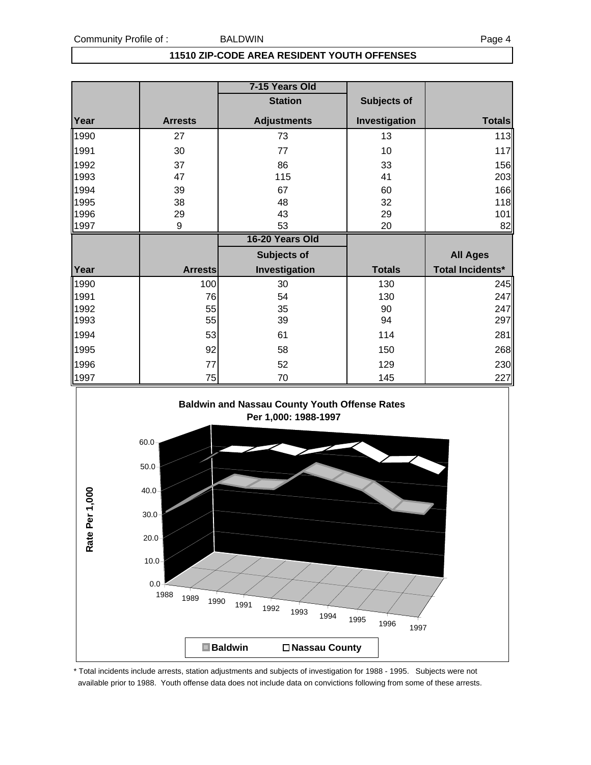## 11510 ZIP-CODE AREA RESIDENT YOUTH OFFENSES

| | | 7-15 Years Old | | |
|---|---|---|---|---|
| | | Station | Subjects of | |
| Year | Arrests | Adjustments | Investigation | Totals |
| 1990 | 27 | 73 | 13 | 113 |
| 1991 | 30 | 77 | 10 | 117 |
| 1992 | 37 | 86 | 33 | 156 |
| 1993 | 47 | 115 | 41 | 203 |
| 1994 | 39 | 67 | 60 | 166 |
| 1995 | 38 | 48 | 32 | 118 |
| 1996 | 29 | 43 | 29 | 101 |
| 1997 | 9 | 53 | 20 | 82 |

| | | 16-20 Years Old | | |
|---|---|---|---|---|
| | | Subjects of | | All Ages |
| Year | Arrests | Investigation | Totals | Total Incidents* |
| 1990 | 100 | 30 | 130 | 245 |
| 1991 | 76 | 54 | 130 | 247 |
| 1992 | 55 | 35 | 90 | 247 |
| 1993 | 55 | 39 | 94 | 297 |
| 1994 | 53 | 61 | 114 | 281 |
| 1995 | 92 | 58 | 150 | 268 |
| 1996 | 77 | 52 | 129 | 230 |
| 1997 | 75 | 70 | 145 | 227 |

**Baldwin and Nassau County Youth Offense Rates Per 1,000: 1988-1997**

Rate Per 1,000: 0.0, 10.0, 20.0, 30.0, 40.0, 50.0, 60.0

Years: 1988, 1989, 1990, 1991, 1992, 1993, 1994, 1995, 1996, 1997

Legend: Baldwin, Nassau County

\* Total incidents include arrests, station adjustments and subjects of investigation for 1988 - 1995. Subjects were not available prior to 1988. Youth offense data does not include data on convictions following from some of these arrests.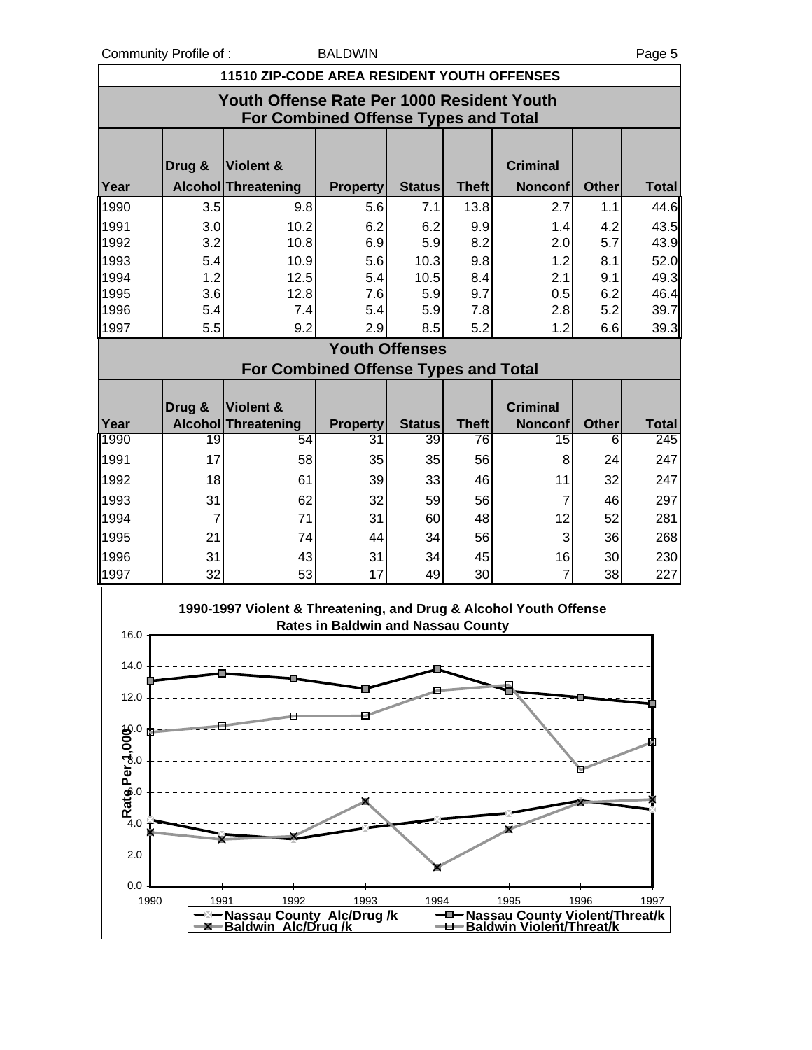Community Profile of : BALDWIN

## 11510 ZIP-CODE AREA RESIDENT YOUTH OFFENSES

### Youth Offense Rate Per 1000 Resident Youth For Combined Offense Types and Total

| Year | Drug & Alcohol | Violent & Threatening | Property | Status | Theft | Criminal Nonconf | Other | Total |
|---|---|---|---|---|---|---|---|---|
| 1990 | 3.5 | 9.8 | 5.6 | 7.1 | 13.8 | 2.7 | 1.1 | 44.6 |
| 1991 | 3.0 | 10.2 | 6.2 | 6.2 | 9.9 | 1.4 | 4.2 | 43.5 |
| 1992 | 3.2 | 10.8 | 6.9 | 5.9 | 8.2 | 2.0 | 5.7 | 43.9 |
| 1993 | 5.4 | 10.9 | 5.6 | 10.3 | 9.8 | 1.2 | 8.1 | 52.0 |
| 1994 | 1.2 | 12.5 | 5.4 | 10.5 | 8.4 | 2.1 | 9.1 | 49.3 |
| 1995 | 3.6 | 12.8 | 7.6 | 5.9 | 9.7 | 0.5 | 6.2 | 46.4 |
| 1996 | 5.4 | 7.4 | 5.4 | 5.9 | 7.8 | 2.8 | 5.2 | 39.7 |
| 1997 | 5.5 | 9.2 | 2.9 | 8.5 | 5.2 | 1.2 | 6.6 | 39.3 |

### Youth Offenses For Combined Offense Types and Total

| Year | Drug & Alcohol | Violent & Threatening | Property | Status | Theft | Criminal Nonconf | Other | Total |
|---|---|---|---|---|---|---|---|---|
| 1990 | 19 | 54 | 31 | 39 | 76 | 15 | 6 | 245 |
| 1991 | 17 | 58 | 35 | 35 | 56 | 8 | 24 | 247 |
| 1992 | 18 | 61 | 39 | 33 | 46 | 11 | 32 | 247 |
| 1993 | 31 | 62 | 32 | 59 | 56 | 7 | 46 | 297 |
| 1994 | 7 | 71 | 31 | 60 | 48 | 12 | 52 | 281 |
| 1995 | 21 | 74 | 44 | 34 | 56 | 3 | 36 | 268 |
| 1996 | 31 | 43 | 31 | 34 | 45 | 16 | 30 | 230 |
| 1997 | 32 | 53 | 17 | 49 | 30 | 7 | 38 | 227 |

**1990-1997 Violent & Threatening, and Drug & Alcohol Youth Offense Rates in Baldwin and Nassau County**

Rate Per 1,000

Nassau County Alc/Drug /k — Nassau County Violent/Threat/k — Baldwin Alc/Drug /k — Baldwin Violent/Threat/k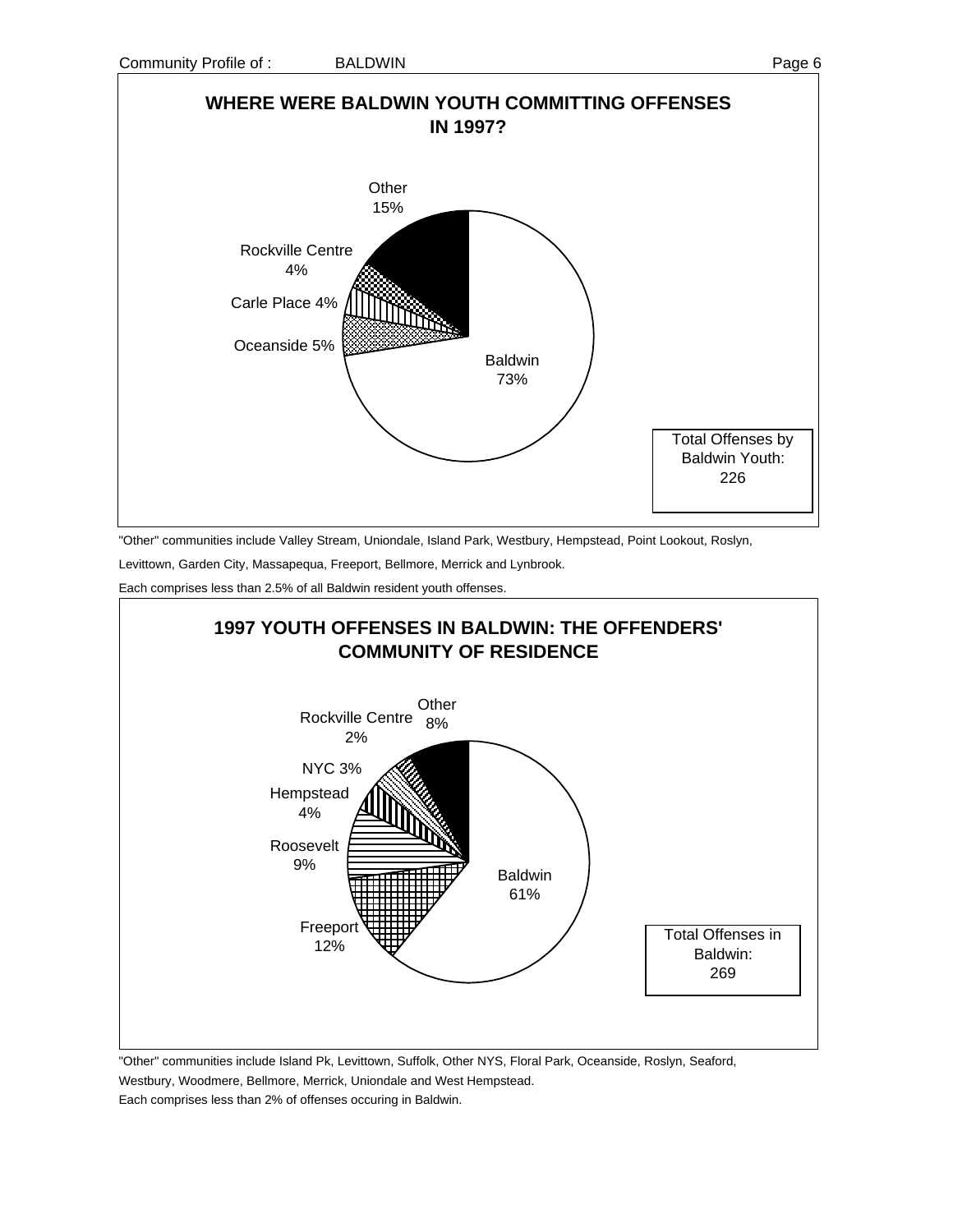## WHERE WERE BALDWIN YOUTH COMMITTING OFFENSES IN 1997?

| Community | Percent |
|---|---|
| Baldwin | 73% |
| Oceanside | 5% |
| Carle Place | 4% |
| Rockville Centre | 4% |
| Other | 15% |

Total Offenses by Baldwin Youth: 226

"Other" communities include Valley Stream, Uniondale, Island Park, Westbury, Hempstead, Point Lookout, Roslyn, Levittown, Garden City, Massapequa, Freeport, Bellmore, Merrick and Lynbrook.

Each comprises less than 2.5% of all Baldwin resident youth offenses.

## 1997 YOUTH OFFENSES IN BALDWIN: THE OFFENDERS' COMMUNITY OF RESIDENCE

| Community | Percent |
|---|---|
| Baldwin | 61% |
| Freeport | 12% |
| Roosevelt | 9% |
| Hempstead | 4% |
| NYC | 3% |
| Rockville Centre | 2% |
| Other | 8% |

Total Offenses in Baldwin: 269

"Other" communities include Island Pk, Levittown, Suffolk, Other NYS, Floral Park, Oceanside, Roslyn, Seaford, Westbury, Woodmere, Bellmore, Merrick, Uniondale and West Hempstead.

Each comprises less than 2% of offenses occuring in Baldwin.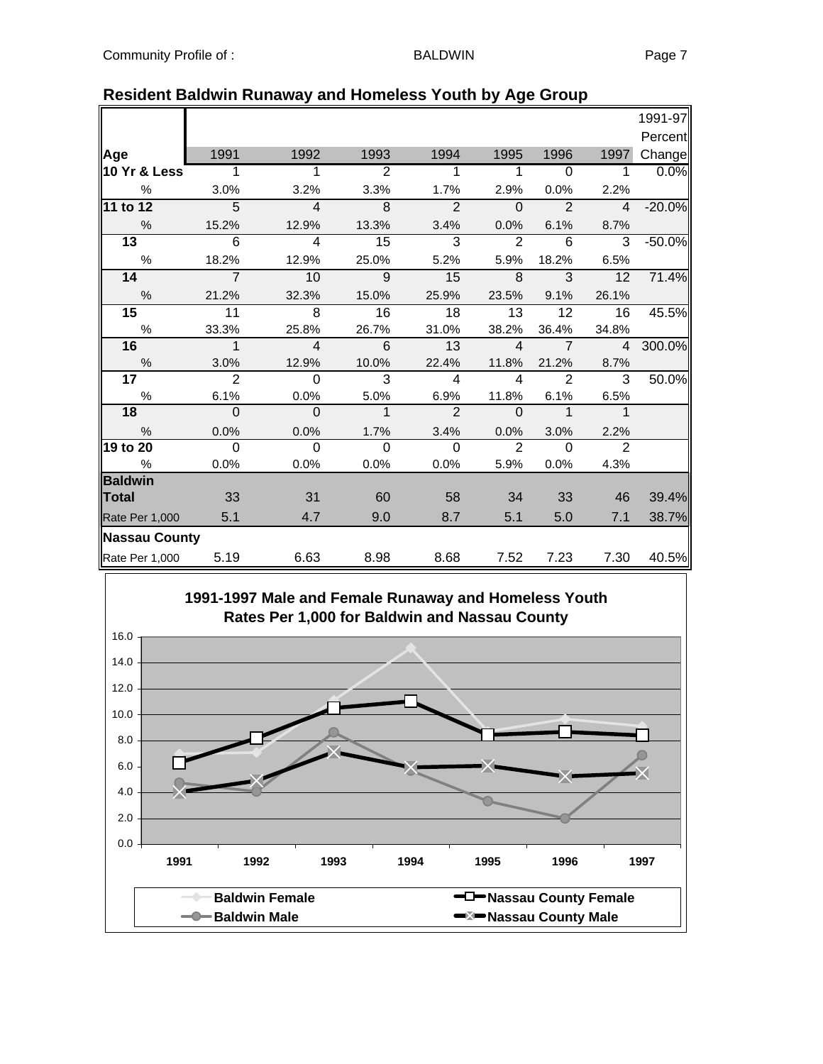## Resident Baldwin Runaway and Homeless Youth by Age Group

| Age | 1991 | 1992 | 1993 | 1994 | 1995 | 1996 | 1997 | 1991-97 Percent Change |
|---|---|---|---|---|---|---|---|---|
| **10 Yr & Less** | 1 | 1 | 2 | 1 | 1 | 0 | 1 | 0.0% |
| % | 3.0% | 3.2% | 3.3% | 1.7% | 2.9% | 0.0% | 2.2% | |
| **11 to 12** | 5 | 4 | 8 | 2 | 0 | 2 | 4 | -20.0% |
| % | 15.2% | 12.9% | 13.3% | 3.4% | 0.0% | 6.1% | 8.7% | |
| **13** | 6 | 4 | 15 | 3 | 2 | 6 | 3 | -50.0% |
| % | 18.2% | 12.9% | 25.0% | 5.2% | 5.9% | 18.2% | 6.5% | |
| **14** | 7 | 10 | 9 | 15 | 8 | 3 | 12 | 71.4% |
| % | 21.2% | 32.3% | 15.0% | 25.9% | 23.5% | 9.1% | 26.1% | |
| **15** | 11 | 8 | 16 | 18 | 13 | 12 | 16 | 45.5% |
| % | 33.3% | 25.8% | 26.7% | 31.0% | 38.2% | 36.4% | 34.8% | |
| **16** | 1 | 4 | 6 | 13 | 4 | 7 | 4 | 300.0% |
| % | 3.0% | 12.9% | 10.0% | 22.4% | 11.8% | 21.2% | 8.7% | |
| **17** | 2 | 0 | 3 | 4 | 4 | 2 | 3 | 50.0% |
| % | 6.1% | 0.0% | 5.0% | 6.9% | 11.8% | 6.1% | 6.5% | |
| **18** | 0 | 0 | 1 | 2 | 0 | 1 | 1 | |
| % | 0.0% | 0.0% | 1.7% | 3.4% | 0.0% | 3.0% | 2.2% | |
| **19 to 20** | 0 | 0 | 0 | 0 | 2 | 0 | 2 | |
| % | 0.0% | 0.0% | 0.0% | 0.0% | 5.9% | 0.0% | 4.3% | |
| **Baldwin Total** | 33 | 31 | 60 | 58 | 34 | 33 | 46 | 39.4% |
| Rate Per 1,000 | 5.1 | 4.7 | 9.0 | 8.7 | 5.1 | 5.0 | 7.1 | 38.7% |
| **Nassau County** | | | | | | | | |
| Rate Per 1,000 | 5.19 | 6.63 | 8.98 | 8.68 | 7.52 | 7.23 | 7.30 | 40.5% |

### 1991-1997 Male and Female Runaway and Homeless Youth Rates Per 1,000 for Baldwin and Nassau County

Legend: Baldwin Female; Baldwin Male; Nassau County Female; Nassau County Male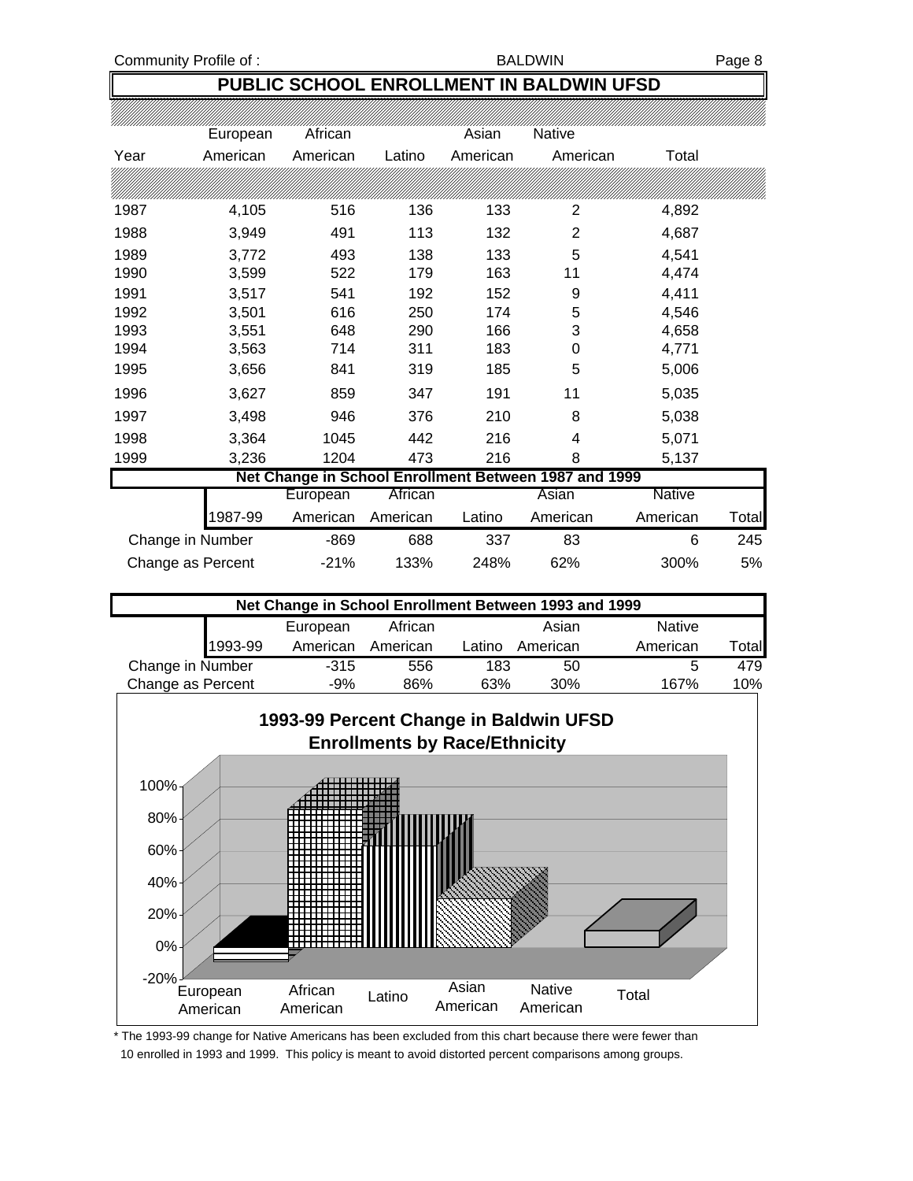# PUBLIC SCHOOL ENROLLMENT IN BALDWIN UFSD

| Year | European American | African American | Latino | Asian American | Native American | Total |
|---|---|---|---|---|---|---|
| 1987 | 4,105 | 516 | 136 | 133 | 2 | 4,892 |
| 1988 | 3,949 | 491 | 113 | 132 | 2 | 4,687 |
| 1989 | 3,772 | 493 | 138 | 133 | 5 | 4,541 |
| 1990 | 3,599 | 522 | 179 | 163 | 11 | 4,474 |
| 1991 | 3,517 | 541 | 192 | 152 | 9 | 4,411 |
| 1992 | 3,501 | 616 | 250 | 174 | 5 | 4,546 |
| 1993 | 3,551 | 648 | 290 | 166 | 3 | 4,658 |
| 1994 | 3,563 | 714 | 311 | 183 | 0 | 4,771 |
| 1995 | 3,656 | 841 | 319 | 185 | 5 | 5,006 |
| 1996 | 3,627 | 859 | 347 | 191 | 11 | 5,035 |
| 1997 | 3,498 | 946 | 376 | 210 | 8 | 5,038 |
| 1998 | 3,364 | 1045 | 442 | 216 | 4 | 5,071 |
| 1999 | 3,236 | 1204 | 473 | 216 | 8 | 5,137 |

**Net Change in School Enrollment Between 1987 and 1999**

| 1987-99 | European American | African American | Latino | Asian American | Native American | Total |
|---|---|---|---|---|---|---|
| Change in Number | -869 | 688 | 337 | 83 | 6 | 245 |
| Change as Percent | -21% | 133% | 248% | 62% | 300% | 5% |

**Net Change in School Enrollment Between 1993 and 1999**

| 1993-99 | European American | African American | Latino | Asian American | Native American | Total |
|---|---|---|---|---|---|---|
| Change in Number | -315 | 556 | 183 | 50 | 5 | 479 |
| Change as Percent | -9% | 86% | 63% | 30% | 167% | 10% |

**1993-99 Percent Change in Baldwin UFSD Enrollments by Race/Ethnicity**

\* The 1993-99 change for Native Americans has been excluded from this chart because there were fewer than 10 enrolled in 1993 and 1999. This policy is meant to avoid distorted percent comparisons among groups.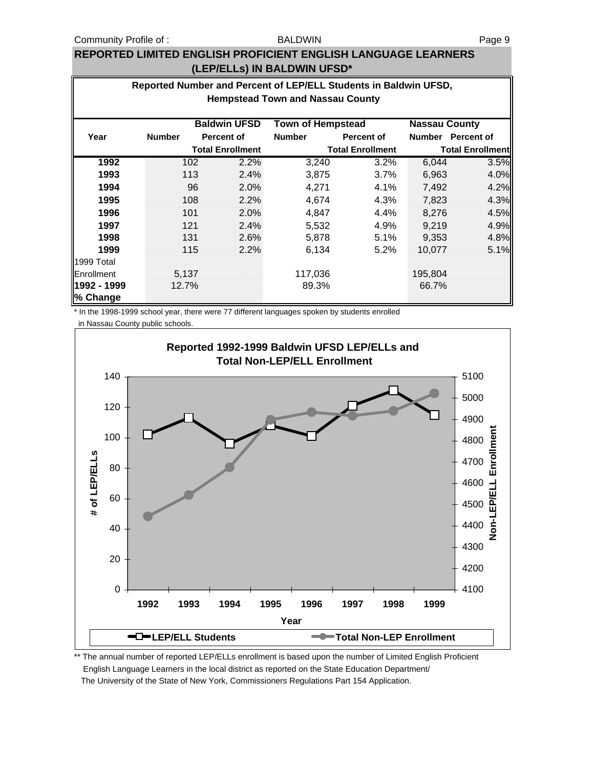## REPORTED LIMITED ENGLISH PROFICIENT ENGLISH LANGUAGE LEARNERS (LEP/ELLs) IN BALDWIN UFSD*

### Reported Number and Percent of LEP/ELL Students in Baldwin UFSD, Hempstead Town and Nassau County

| Year | Baldwin UFSD Number | Baldwin UFSD Percent of Total Enrollment | Town of Hempstead Number | Town of Hempstead Percent of Total Enrollment | Nassau County Number | Nassau County Percent of Total Enrollment |
|---|---|---|---|---|---|---|
| **1992** | 102 | 2.2% | 3,240 | 3.2% | 6,044 | 3.5% |
| **1993** | 113 | 2.4% | 3,875 | 3.7% | 6,963 | 4.0% |
| **1994** | 96 | 2.0% | 4,271 | 4.1% | 7,492 | 4.2% |
| **1995** | 108 | 2.2% | 4,674 | 4.3% | 7,823 | 4.3% |
| **1996** | 101 | 2.0% | 4,847 | 4.4% | 8,276 | 4.5% |
| **1997** | 121 | 2.4% | 5,532 | 4.9% | 9,219 | 4.9% |
| **1998** | 131 | 2.6% | 5,878 | 5.1% | 9,353 | 4.8% |
| **1999** | 115 | 2.2% | 6,134 | 5.2% | 10,077 | 5.1% |
| 1999 Total Enrollment | 5,137 | | 117,036 | | 195,804 | |
| **1992 - 1999 % Change** | 12.7% | | 89.3% | | 66.7% | |

\* In the 1998-1999 school year, there were 77 different languages spoken by students enrolled in Nassau County public schools.

**Reported 1992-1999 Baldwin UFSD LEP/ELLs and Total Non-LEP/ELL Enrollment**

\*\* The annual number of reported LEP/ELLs enrollment is based upon the number of Limited English Proficient English Language Learners in the local district as reported on the State Education Department/ The University of the State of New York, Commissioners Regulations Part 154 Application.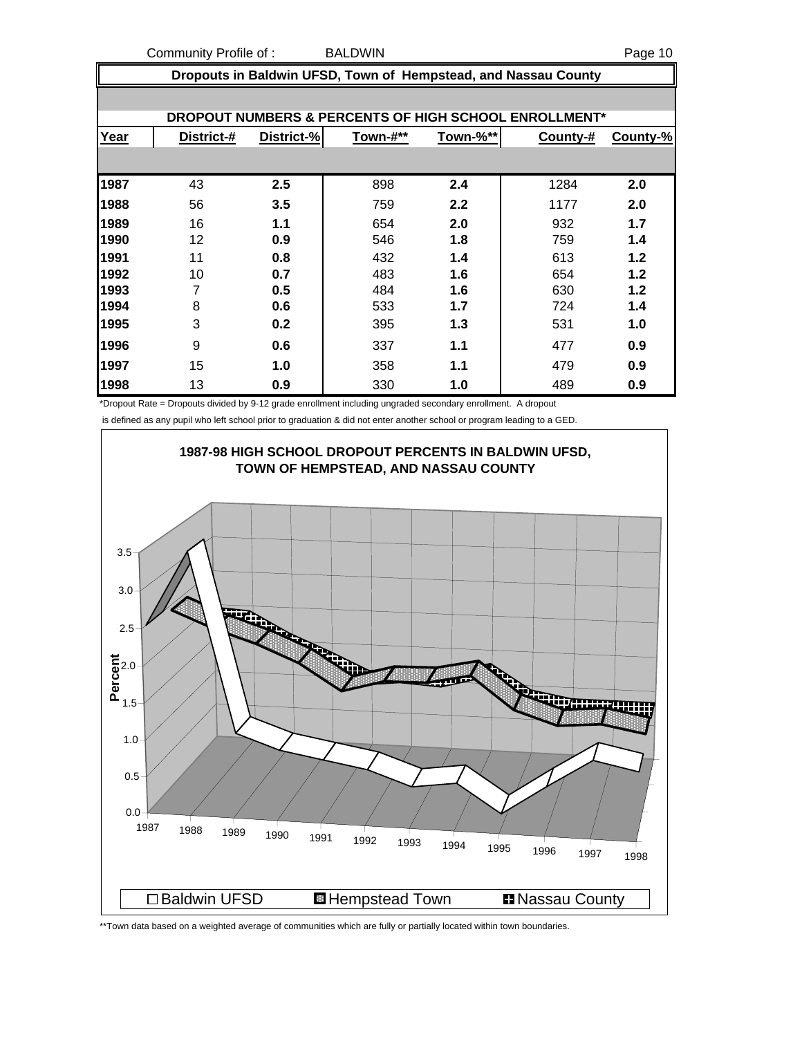## Dropouts in Baldwin UFSD, Town of Hempstead, and Nassau County

### DROPOUT NUMBERS & PERCENTS OF HIGH SCHOOL ENROLLMENT*

| Year | District-# | District-% | Town-#** | Town-%** | County-# | County-% |
|---|---|---|---|---|---|---|
| 1987 | 43 | 2.5 | 898 | 2.4 | 1284 | 2.0 |
| 1988 | 56 | 3.5 | 759 | 2.2 | 1177 | 2.0 |
| 1989 | 16 | 1.1 | 654 | 2.0 | 932 | 1.7 |
| 1990 | 12 | 0.9 | 546 | 1.8 | 759 | 1.4 |
| 1991 | 11 | 0.8 | 432 | 1.4 | 613 | 1.2 |
| 1992 | 10 | 0.7 | 483 | 1.6 | 654 | 1.2 |
| 1993 | 7 | 0.5 | 484 | 1.6 | 630 | 1.2 |
| 1994 | 8 | 0.6 | 533 | 1.7 | 724 | 1.4 |
| 1995 | 3 | 0.2 | 395 | 1.3 | 531 | 1.0 |
| 1996 | 9 | 0.6 | 337 | 1.1 | 477 | 0.9 |
| 1997 | 15 | 1.0 | 358 | 1.1 | 479 | 0.9 |
| 1998 | 13 | 0.9 | 330 | 1.0 | 489 | 0.9 |

*Dropout Rate = Dropouts divided by 9-12 grade enrollment including ungraded secondary enrollment. A dropout is defined as any pupil who left school prior to graduation & did not enter another school or program leading to a GED.

**1987-98 HIGH SCHOOL DROPOUT PERCENTS IN BALDWIN UFSD, TOWN OF HEMPSTEAD, AND NASSAU COUNTY**

Percent: 0.0, 0.5, 1.0, 1.5, 2.0, 2.5, 3.0, 3.5

1987, 1988, 1989, 1990, 1991, 1992, 1993, 1994, 1995, 1996, 1997, 1998

Baldwin UFSD | Hempstead Town | Nassau County

**Town data based on a weighted average of communities which are fully or partially located within town boundaries.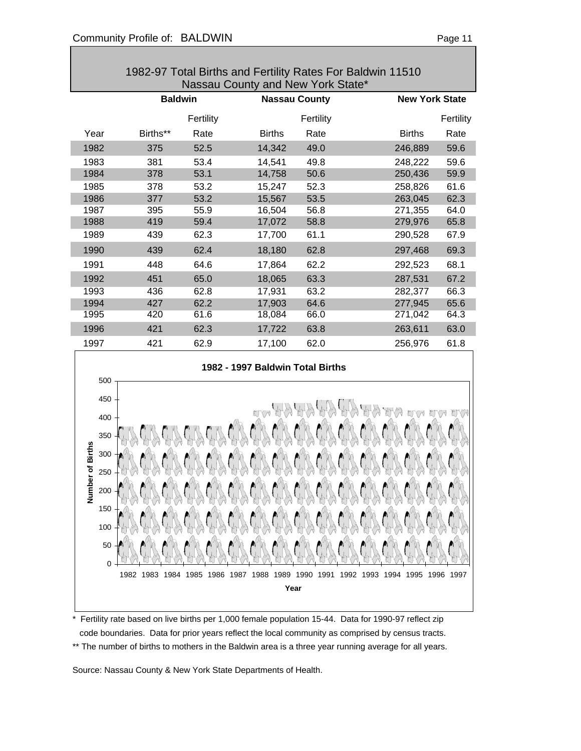## 1982-97 Total Births and Fertility Rates For Baldwin 11510 Nassau County and New York State*

| | Baldwin | | Nassau County | | New York State | |
|---|---|---|---|---|---|---|
| Year | Births** | Fertility Rate | Births | Fertility Rate | Births | Fertility Rate |
| 1982 | 375 | 52.5 | 14,342 | 49.0 | 246,889 | 59.6 |
| 1983 | 381 | 53.4 | 14,541 | 49.8 | 248,222 | 59.6 |
| 1984 | 378 | 53.1 | 14,758 | 50.6 | 250,436 | 59.9 |
| 1985 | 378 | 53.2 | 15,247 | 52.3 | 258,826 | 61.6 |
| 1986 | 377 | 53.2 | 15,567 | 53.5 | 263,045 | 62.3 |
| 1987 | 395 | 55.9 | 16,504 | 56.8 | 271,355 | 64.0 |
| 1988 | 419 | 59.4 | 17,072 | 58.8 | 279,976 | 65.8 |
| 1989 | 439 | 62.3 | 17,700 | 61.1 | 290,528 | 67.9 |
| 1990 | 439 | 62.4 | 18,180 | 62.8 | 297,468 | 69.3 |
| 1991 | 448 | 64.6 | 17,864 | 62.2 | 292,523 | 68.1 |
| 1992 | 451 | 65.0 | 18,065 | 63.3 | 287,531 | 67.2 |
| 1993 | 436 | 62.8 | 17,931 | 63.2 | 282,377 | 66.3 |
| 1994 | 427 | 62.2 | 17,903 | 64.6 | 277,945 | 65.6 |
| 1995 | 420 | 61.6 | 18,084 | 66.0 | 271,042 | 64.3 |
| 1996 | 421 | 62.3 | 17,722 | 63.8 | 263,611 | 63.0 |
| 1997 | 421 | 62.9 | 17,100 | 62.0 | 256,976 | 61.8 |

**1982 - 1997 Baldwin Total Births**

\* Fertility rate based on live births per 1,000 female population 15-44. Data for 1990-97 reflect zip code boundaries. Data for prior years reflect the local community as comprised by census tracts.

** The number of births to mothers in the Baldwin area is a three year running average for all years.

Source: Nassau County & New York State Departments of Health.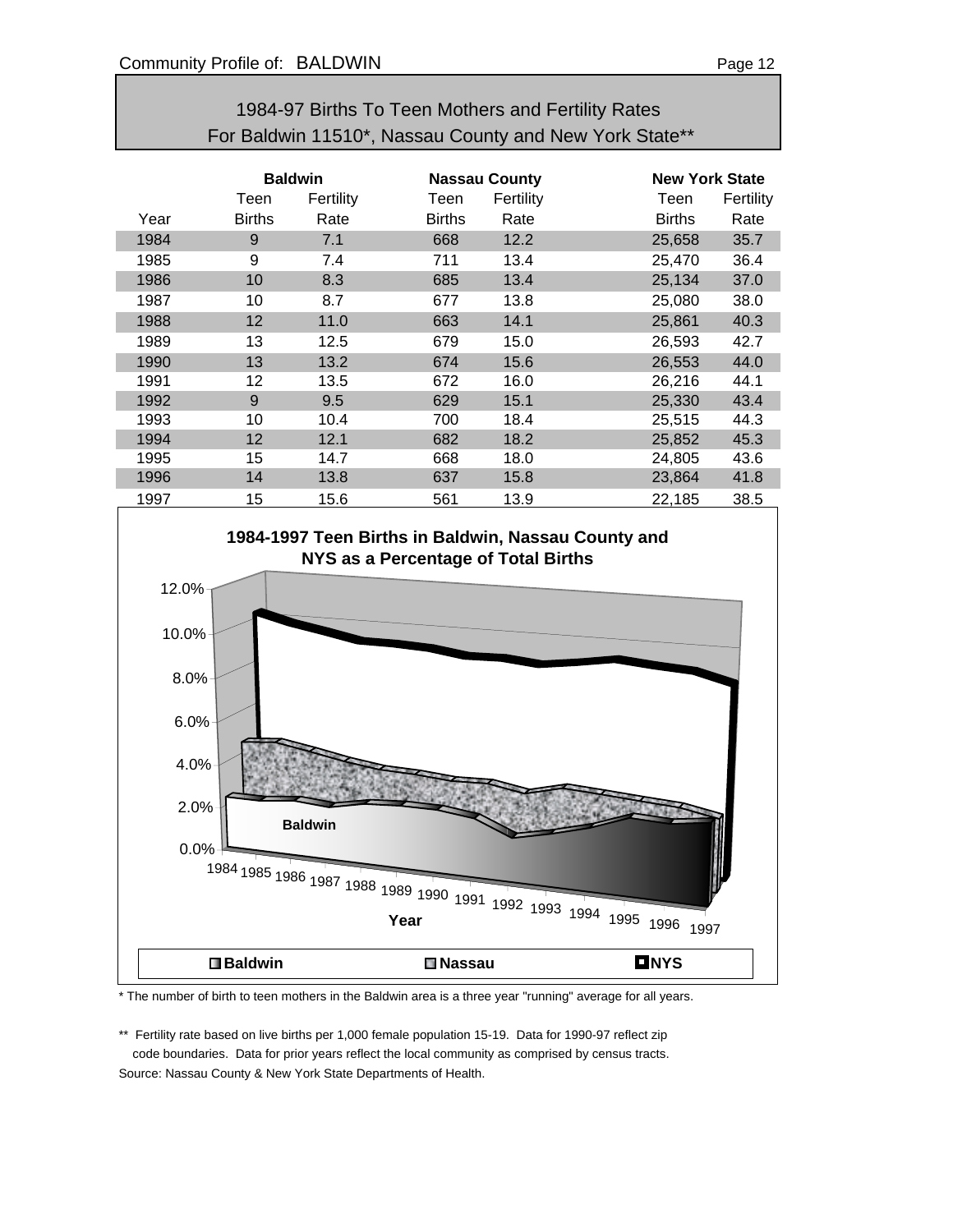## 1984-97 Births To Teen Mothers and Fertility Rates
## For Baldwin 11510*, Nassau County and New York State**

| | Baldwin | | Nassau County | | New York State | |
|---|---|---|---|---|---|---|
| Year | Teen Births | Fertility Rate | Teen Births | Fertility Rate | Teen Births | Fertility Rate |
| 1984 | 9 | 7.1 | 668 | 12.2 | 25,658 | 35.7 |
| 1985 | 9 | 7.4 | 711 | 13.4 | 25,470 | 36.4 |
| 1986 | 10 | 8.3 | 685 | 13.4 | 25,134 | 37.0 |
| 1987 | 10 | 8.7 | 677 | 13.8 | 25,080 | 38.0 |
| 1988 | 12 | 11.0 | 663 | 14.1 | 25,861 | 40.3 |
| 1989 | 13 | 12.5 | 679 | 15.0 | 26,593 | 42.7 |
| 1990 | 13 | 13.2 | 674 | 15.6 | 26,553 | 44.0 |
| 1991 | 12 | 13.5 | 672 | 16.0 | 26,216 | 44.1 |
| 1992 | 9 | 9.5 | 629 | 15.1 | 25,330 | 43.4 |
| 1993 | 10 | 10.4 | 700 | 18.4 | 25,515 | 44.3 |
| 1994 | 12 | 12.1 | 682 | 18.2 | 25,852 | 45.3 |
| 1995 | 15 | 14.7 | 668 | 18.0 | 24,805 | 43.6 |
| 1996 | 14 | 13.8 | 637 | 15.8 | 23,864 | 41.8 |
| 1997 | 15 | 15.6 | 561 | 13.9 | 22,185 | 38.5 |

**1984-1997 Teen Births in Baldwin, Nassau County and NYS as a Percentage of Total Births**

\* The number of birth to teen mothers in the Baldwin area is a three year "running" average for all years.

\*\* Fertility rate based on live births per 1,000 female population 15-19. Data for 1990-97 reflect zip code boundaries. Data for prior years reflect the local community as comprised by census tracts.

Source: Nassau County & New York State Departments of Health.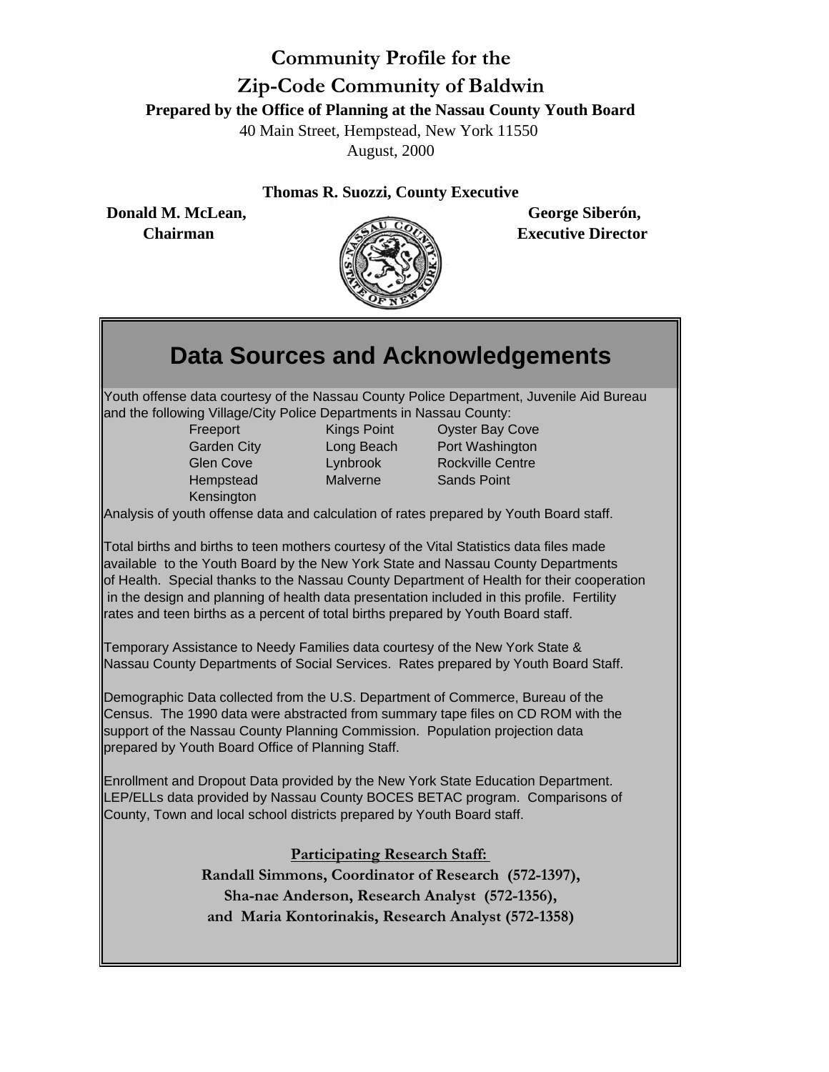# Community Profile for the

# Zip-Code Community of Baldwin

**Prepared by the Office of Planning at the Nassau County Youth Board**

40 Main Street, Hempstead, New York 11550

August, 2000

**Thomas R. Suozzi, County Executive**

**Donald M. McLean, Chairman**

**George Siberón, Executive Director**

## Data Sources and Acknowledgements

Youth offense data courtesy of the Nassau County Police Department, Juvenile Aid Bureau and the following Village/City Police Departments in Nassau County:

| | | |
|---|---|---|
| Freeport | Kings Point | Oyster Bay Cove |
| Garden City | Long Beach | Port Washington |
| Glen Cove | Lynbrook | Rockville Centre |
| Hempstead | Malverne | Sands Point |
| Kensington | | |

Analysis of youth offense data and calculation of rates prepared by Youth Board staff.

Total births and births to teen mothers courtesy of the Vital Statistics data files made available to the Youth Board by the New York State and Nassau County Departments of Health. Special thanks to the Nassau County Department of Health for their cooperation in the design and planning of health data presentation included in this profile. Fertility rates and teen births as a percent of total births prepared by Youth Board staff.

Temporary Assistance to Needy Families data courtesy of the New York State & Nassau County Departments of Social Services. Rates prepared by Youth Board Staff.

Demographic Data collected from the U.S. Department of Commerce, Bureau of the Census. The 1990 data were abstracted from summary tape files on CD ROM with the support of the Nassau County Planning Commission. Population projection data prepared by Youth Board Office of Planning Staff.

Enrollment and Dropout Data provided by the New York State Education Department. LEP/ELLs data provided by Nassau County BOCES BETAC program. Comparisons of County, Town and local school districts prepared by Youth Board staff.

**Participating Research Staff:**

**Randall Simmons, Coordinator of Research (572-1397),**
**Sha-nae Anderson, Research Analyst (572-1356),**
**and Maria Kontorinakis, Research Analyst (572-1358)**